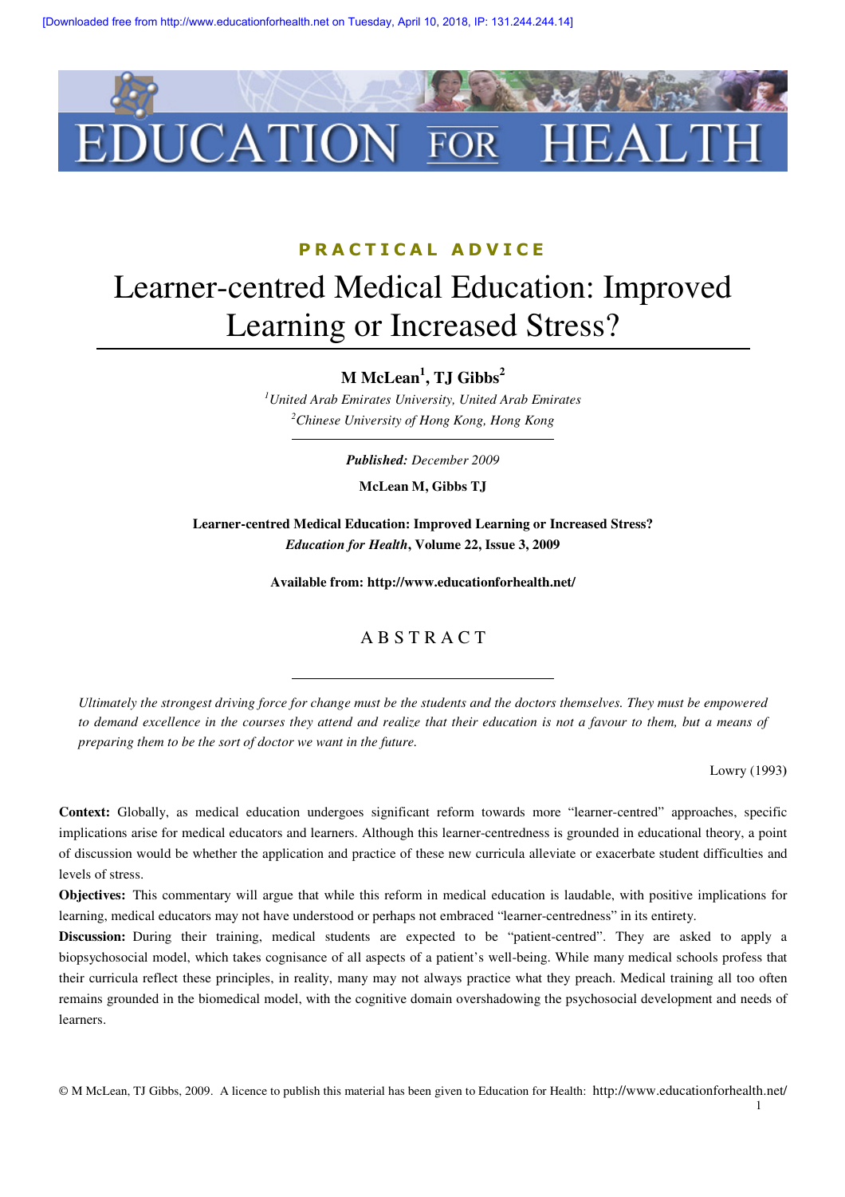PRACTICAL ADVICE

# Learner-centred Medical Education: Improved Learning or Increased Stress?

**M McLean[1], TJ Gibbs[2]**

[1]*United Arab Emirates University, United Arab Emirates*
[2]*Chinese University of Hong Kong, Hong Kong*

***Published:*** *December 2009*

**McLean M, Gibbs TJ**

**Learner-centred Medical Education: Improved Learning or Increased Stress?**
***Education for Health*, Volume 22, Issue 3, 2009**

**Available from: http://www.educationforhealth.net/**

## ABSTRACT

*Ultimately the strongest driving force for change must be the students and the doctors themselves. They must be empowered to demand excellence in the courses they attend and realize that their education is not a favour to them, but a means of preparing them to be the sort of doctor we want in the future.*

Lowry (1993)

**Context:** Globally, as medical education undergoes significant reform towards more "learner-centred" approaches, specific implications arise for medical educators and learners. Although this learner-centredness is grounded in educational theory, a point of discussion would be whether the application and practice of these new curricula alleviate or exacerbate student difficulties and levels of stress.

**Objectives:** This commentary will argue that while this reform in medical education is laudable, with positive implications for learning, medical educators may not have understood or perhaps not embraced "learner-centredness" in its entirety.

**Discussion:** During their training, medical students are expected to be "patient-centred". They are asked to apply a biopsychosocial model, which takes cognisance of all aspects of a patient's well-being. While many medical schools profess that their curricula reflect these principles, in reality, many may not always practice what they preach. Medical training all too often remains grounded in the biomedical model, with the cognitive domain overshadowing the psychosocial development and needs of learners.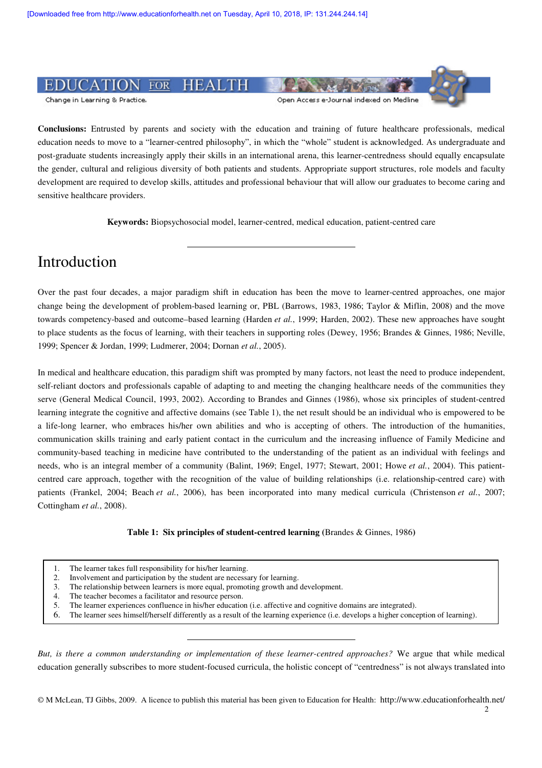**Conclusions:** Entrusted by parents and society with the education and training of future healthcare professionals, medical education needs to move to a "learner-centred philosophy", in which the "whole" student is acknowledged. As undergraduate and post-graduate students increasingly apply their skills in an international arena, this learner-centredness should equally encapsulate the gender, cultural and religious diversity of both patients and students. Appropriate support structures, role models and faculty development are required to develop skills, attitudes and professional behaviour that will allow our graduates to become caring and sensitive healthcare providers.

**Keywords:** Biopsychosocial model, learner-centred, medical education, patient-centred care

---

# Introduction

Over the past four decades, a major paradigm shift in education has been the move to learner-centred approaches, one major change being the development of problem-based learning or, PBL (Barrows, 1983, 1986; Taylor & Miflin, 2008) and the move towards competency-based and outcome–based learning (Harden *et al.*, 1999; Harden, 2002). These new approaches have sought to place students as the focus of learning, with their teachers in supporting roles (Dewey, 1956; Brandes & Ginnes, 1986; Neville, 1999; Spencer & Jordan, 1999; Ludmerer, 2004; Dornan *et al.*, 2005).

In medical and healthcare education, this paradigm shift was prompted by many factors, not least the need to produce independent, self-reliant doctors and professionals capable of adapting to and meeting the changing healthcare needs of the communities they serve (General Medical Council, 1993, 2002). According to Brandes and Ginnes (1986), whose six principles of student-centred learning integrate the cognitive and affective domains (see Table 1), the net result should be an individual who is empowered to be a life-long learner, who embraces his/her own abilities and who is accepting of others. The introduction of the humanities, communication skills training and early patient contact in the curriculum and the increasing influence of Family Medicine and community-based teaching in medicine have contributed to the understanding of the patient as an individual with feelings and needs, who is an integral member of a community (Balint, 1969; Engel, 1977; Stewart, 2001; Howe *et al.*, 2004). This patient-centred care approach, together with the recognition of the value of building relationships (i.e. relationship-centred care) with patients (Frankel, 2004; Beach *et al.*, 2006), has been incorporated into many medical curricula (Christenson *et al.*, 2007; Cottingham *et al.*, 2008).

**Table 1: Six principles of student-centred learning** (Brandes & Ginnes, 1986)

1. The learner takes full responsibility for his/her learning.
2. Involvement and participation by the student are necessary for learning.
3. The relationship between learners is more equal, promoting growth and development.
4. The teacher becomes a facilitator and resource person.
5. The learner experiences confluence in his/her education (i.e. affective and cognitive domains are integrated).
6. The learner sees himself/herself differently as a result of the learning experience (i.e. develops a higher conception of learning).

---

*But, is there a common understanding or implementation of these learner-centred approaches?* We argue that while medical education generally subscribes to more student-focused curricula, the holistic concept of "centredness" is not always translated into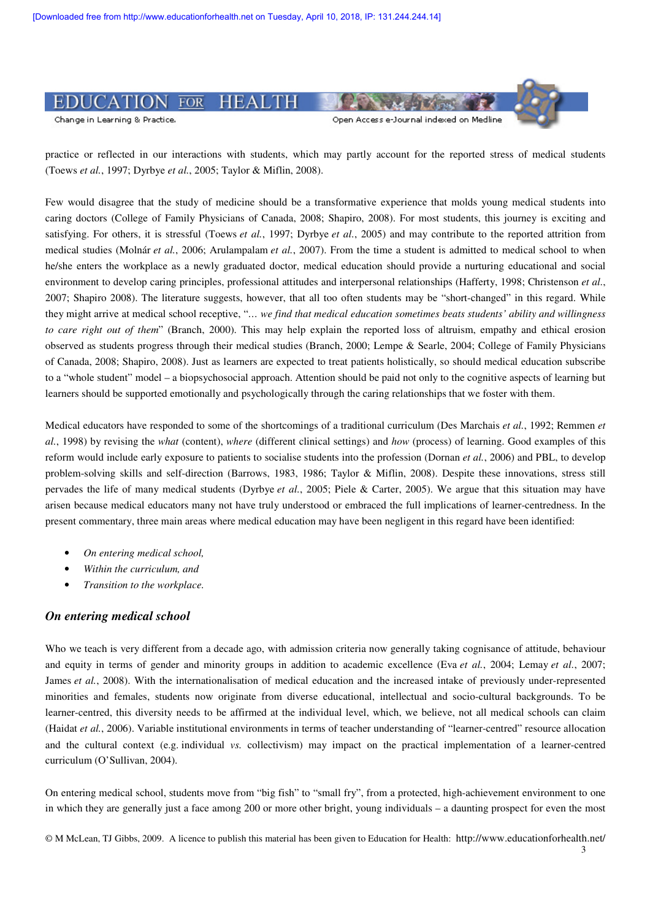practice or reflected in our interactions with students, which may partly account for the reported stress of medical students (Toews *et al.*, 1997; Dyrbye *et al.*, 2005; Taylor & Miflin, 2008).

Few would disagree that the study of medicine should be a transformative experience that molds young medical students into caring doctors (College of Family Physicians of Canada, 2008; Shapiro, 2008). For most students, this journey is exciting and satisfying. For others, it is stressful (Toews *et al.*, 1997; Dyrbye *et al.*, 2005) and may contribute to the reported attrition from medical studies (Molnár *et al.*, 2006; Arulampalam *et al.*, 2007). From the time a student is admitted to medical school to when he/she enters the workplace as a newly graduated doctor, medical education should provide a nurturing educational and social environment to develop caring principles, professional attitudes and interpersonal relationships (Hafferty, 1998; Christenson *et al.*, 2007; Shapiro 2008). The literature suggests, however, that all too often students may be "short-changed" in this regard. While they might arrive at medical school receptive, "*… we find that medical education sometimes beats students' ability and willingness to care right out of them*" (Branch, 2000). This may help explain the reported loss of altruism, empathy and ethical erosion observed as students progress through their medical studies (Branch, 2000; Lempe & Searle, 2004; College of Family Physicians of Canada, 2008; Shapiro, 2008). Just as learners are expected to treat patients holistically, so should medical education subscribe to a "whole student" model – a biopsychosocial approach. Attention should be paid not only to the cognitive aspects of learning but learners should be supported emotionally and psychologically through the caring relationships that we foster with them.

Medical educators have responded to some of the shortcomings of a traditional curriculum (Des Marchais *et al.*, 1992; Remmen *et al.*, 1998) by revising the *what* (content), *where* (different clinical settings) and *how* (process) of learning. Good examples of this reform would include early exposure to patients to socialise students into the profession (Dornan *et al.*, 2006) and PBL, to develop problem-solving skills and self-direction (Barrows, 1983, 1986; Taylor & Miflin, 2008). Despite these innovations, stress still pervades the life of many medical students (Dyrbye *et al.*, 2005; Piele & Carter, 2005). We argue that this situation may have arisen because medical educators many not have truly understood or embraced the full implications of learner-centredness. In the present commentary, three main areas where medical education may have been negligent in this regard have been identified:

- *On entering medical school,*
- *Within the curriculum, and*
- *Transition to the workplace.*

### *On entering medical school*

Who we teach is very different from a decade ago, with admission criteria now generally taking cognisance of attitude, behaviour and equity in terms of gender and minority groups in addition to academic excellence (Eva *et al.*, 2004; Lemay *et al.*, 2007; James *et al.*, 2008). With the internationalisation of medical education and the increased intake of previously under-represented minorities and females, students now originate from diverse educational, intellectual and socio-cultural backgrounds. To be learner-centred, this diversity needs to be affirmed at the individual level, which, we believe, not all medical schools can claim (Haidat *et al.*, 2006). Variable institutional environments in terms of teacher understanding of "learner-centred" resource allocation and the cultural context (e.g. individual *vs.* collectivism) may impact on the practical implementation of a learner-centred curriculum (O'Sullivan, 2004).

On entering medical school, students move from "big fish" to "small fry", from a protected, high-achievement environment to one in which they are generally just a face among 200 or more other bright, young individuals – a daunting prospect for even the most

© M McLean, TJ Gibbs, 2009. A licence to publish this material has been given to Education for Health: http://www.educationforhealth.net/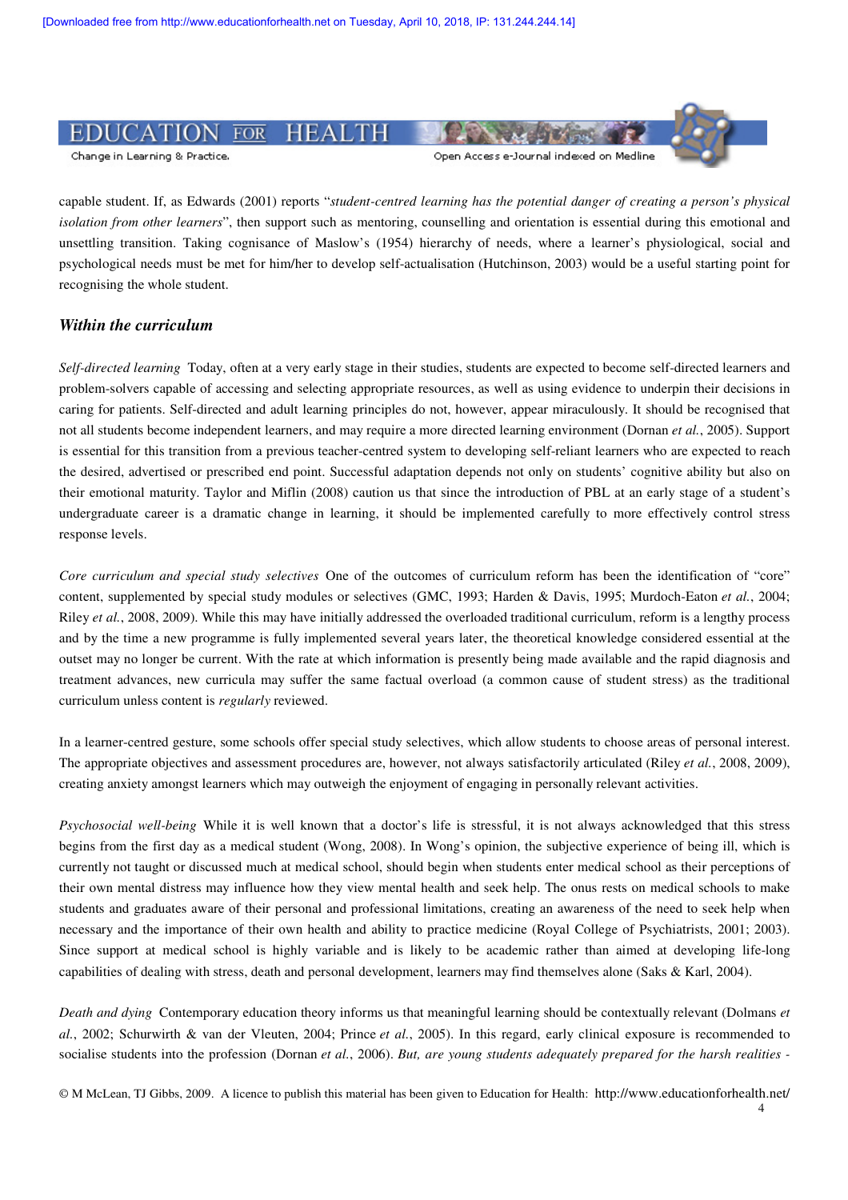capable student. If, as Edwards (2001) reports "*student-centred learning has the potential danger of creating a person's physical isolation from other learners*", then support such as mentoring, counselling and orientation is essential during this emotional and unsettling transition. Taking cognisance of Maslow's (1954) hierarchy of needs, where a learner's physiological, social and psychological needs must be met for him/her to develop self-actualisation (Hutchinson, 2003) would be a useful starting point for recognising the whole student.

### *Within the curriculum*

*Self-directed learning* Today, often at a very early stage in their studies, students are expected to become self-directed learners and problem-solvers capable of accessing and selecting appropriate resources, as well as using evidence to underpin their decisions in caring for patients. Self-directed and adult learning principles do not, however, appear miraculously. It should be recognised that not all students become independent learners, and may require a more directed learning environment (Dornan *et al.*, 2005). Support is essential for this transition from a previous teacher-centred system to developing self-reliant learners who are expected to reach the desired, advertised or prescribed end point. Successful adaptation depends not only on students' cognitive ability but also on their emotional maturity. Taylor and Miflin (2008) caution us that since the introduction of PBL at an early stage of a student's undergraduate career is a dramatic change in learning, it should be implemented carefully to more effectively control stress response levels.

*Core curriculum and special study selectives* One of the outcomes of curriculum reform has been the identification of "core" content, supplemented by special study modules or selectives (GMC, 1993; Harden & Davis, 1995; Murdoch-Eaton *et al.*, 2004; Riley *et al.*, 2008, 2009). While this may have initially addressed the overloaded traditional curriculum, reform is a lengthy process and by the time a new programme is fully implemented several years later, the theoretical knowledge considered essential at the outset may no longer be current. With the rate at which information is presently being made available and the rapid diagnosis and treatment advances, new curricula may suffer the same factual overload (a common cause of student stress) as the traditional curriculum unless content is *regularly* reviewed.

In a learner-centred gesture, some schools offer special study selectives, which allow students to choose areas of personal interest. The appropriate objectives and assessment procedures are, however, not always satisfactorily articulated (Riley *et al.*, 2008, 2009), creating anxiety amongst learners which may outweigh the enjoyment of engaging in personally relevant activities.

*Psychosocial well-being* While it is well known that a doctor's life is stressful, it is not always acknowledged that this stress begins from the first day as a medical student (Wong, 2008). In Wong's opinion, the subjective experience of being ill, which is currently not taught or discussed much at medical school, should begin when students enter medical school as their perceptions of their own mental distress may influence how they view mental health and seek help. The onus rests on medical schools to make students and graduates aware of their personal and professional limitations, creating an awareness of the need to seek help when necessary and the importance of their own health and ability to practice medicine (Royal College of Psychiatrists, 2001; 2003). Since support at medical school is highly variable and is likely to be academic rather than aimed at developing life-long capabilities of dealing with stress, death and personal development, learners may find themselves alone (Saks & Karl, 2004).

*Death and dying* Contemporary education theory informs us that meaningful learning should be contextually relevant (Dolmans *et al.*, 2002; Schurwirth & van der Vleuten, 2004; Prince *et al.*, 2005). In this regard, early clinical exposure is recommended to socialise students into the profession (Dornan *et al.*, 2006). *But, are young students adequately prepared for the harsh realities -*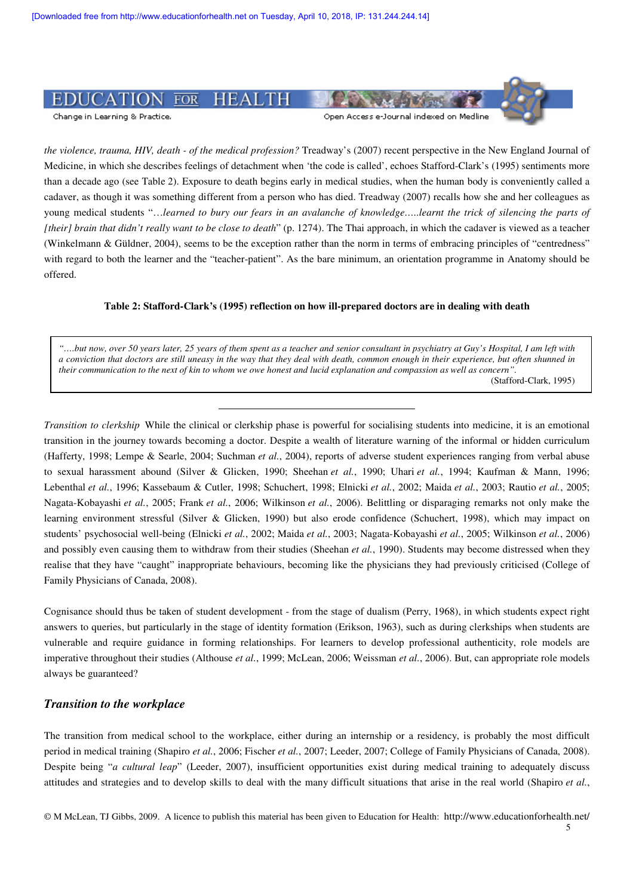*the violence, trauma, HIV, death - of the medical profession?* Treadway's (2007) recent perspective in the New England Journal of Medicine, in which she describes feelings of detachment when 'the code is called', echoes Stafford-Clark's (1995) sentiments more than a decade ago (see Table 2). Exposure to death begins early in medical studies, when the human body is conveniently called a cadaver, as though it was something different from a person who has died. Treadway (2007) recalls how she and her colleagues as young medical students "*…learned to bury our fears in an avalanche of knowledge…..learnt the trick of silencing the parts of [their] brain that didn't really want to be close to death*" (p. 1274). The Thai approach, in which the cadaver is viewed as a teacher (Winkelmann & Güldner, 2004), seems to be the exception rather than the norm in terms of embracing principles of "centredness" with regard to both the learner and the "teacher-patient". As the bare minimum, an orientation programme in Anatomy should be offered.

**Table 2: Stafford-Clark's (1995) reflection on how ill-prepared doctors are in dealing with death**

| |
|---|
| *"….but now, over 50 years later, 25 years of them spent as a teacher and senior consultant in psychiatry at Guy's Hospital, I am left with a conviction that doctors are still uneasy in the way that they deal with death, common enough in their experience, but often shunned in their communication to the next of kin to whom we owe honest and lucid explanation and compassion as well as concern".* (Stafford-Clark, 1995) |

---

*Transition to clerkship* While the clinical or clerkship phase is powerful for socialising students into medicine, it is an emotional transition in the journey towards becoming a doctor. Despite a wealth of literature warning of the informal or hidden curriculum (Hafferty, 1998; Lempe & Searle, 2004; Suchman *et al.*, 2004), reports of adverse student experiences ranging from verbal abuse to sexual harassment abound (Silver & Glicken, 1990; Sheehan *et al.*, 1990; Uhari *et al.*, 1994; Kaufman & Mann, 1996; Lebenthal *et al.*, 1996; Kassebaum & Cutler, 1998; Schuchert, 1998; Elnicki *et al.*, 2002; Maida *et al.*, 2003; Rautio *et al.*, 2005; Nagata-Kobayashi *et al.*, 2005; Frank *et al.*, 2006; Wilkinson *et al.*, 2006). Belittling or disparaging remarks not only make the learning environment stressful (Silver & Glicken, 1990) but also erode confidence (Schuchert, 1998), which may impact on students' psychosocial well-being (Elnicki *et al.*, 2002; Maida *et al.*, 2003; Nagata-Kobayashi *et al.*, 2005; Wilkinson *et al.*, 2006) and possibly even causing them to withdraw from their studies (Sheehan *et al.*, 1990). Students may become distressed when they realise that they have "caught" inappropriate behaviours, becoming like the physicians they had previously criticised (College of Family Physicians of Canada, 2008).

Cognisance should thus be taken of student development - from the stage of dualism (Perry, 1968), in which students expect right answers to queries, but particularly in the stage of identity formation (Erikson, 1963), such as during clerkships when students are vulnerable and require guidance in forming relationships. For learners to develop professional authenticity, role models are imperative throughout their studies (Althouse *et al.*, 1999; McLean, 2006; Weissman *et al.*, 2006). But, can appropriate role models always be guaranteed?

### *Transition to the workplace*

The transition from medical school to the workplace, either during an internship or a residency, is probably the most difficult period in medical training (Shapiro *et al.*, 2006; Fischer *et al.*, 2007; Leeder, 2007; College of Family Physicians of Canada, 2008). Despite being "*a cultural leap*" (Leeder, 2007), insufficient opportunities exist during medical training to adequately discuss attitudes and strategies and to develop skills to deal with the many difficult situations that arise in the real world (Shapiro *et al.*,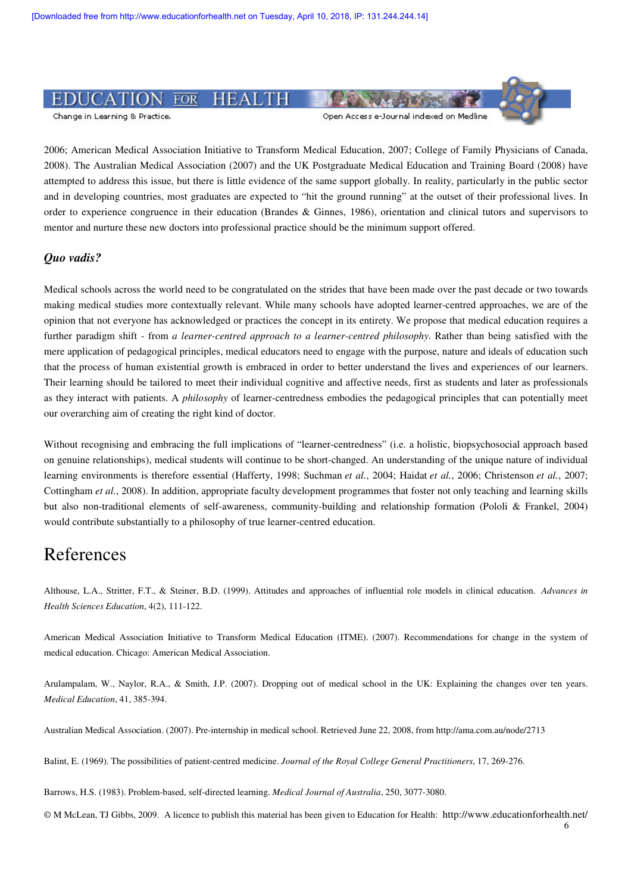2006; American Medical Association Initiative to Transform Medical Education, 2007; College of Family Physicians of Canada, 2008). The Australian Medical Association (2007) and the UK Postgraduate Medical Education and Training Board (2008) have attempted to address this issue, but there is little evidence of the same support globally. In reality, particularly in the public sector and in developing countries, most graduates are expected to "hit the ground running" at the outset of their professional lives. In order to experience congruence in their education (Brandes & Ginnes, 1986), orientation and clinical tutors and supervisors to mentor and nurture these new doctors into professional practice should be the minimum support offered.

### *Quo vadis?*

Medical schools across the world need to be congratulated on the strides that have been made over the past decade or two towards making medical studies more contextually relevant. While many schools have adopted learner-centred approaches, we are of the opinion that not everyone has acknowledged or practices the concept in its entirety. We propose that medical education requires a further paradigm shift - from *a learner-centred approach to a learner-centred philosophy*. Rather than being satisfied with the mere application of pedagogical principles, medical educators need to engage with the purpose, nature and ideals of education such that the process of human existential growth is embraced in order to better understand the lives and experiences of our learners. Their learning should be tailored to meet their individual cognitive and affective needs, first as students and later as professionals as they interact with patients. A *philosophy* of learner-centredness embodies the pedagogical principles that can potentially meet our overarching aim of creating the right kind of doctor.

Without recognising and embracing the full implications of "learner-centredness" (i.e. a holistic, biopsychosocial approach based on genuine relationships), medical students will continue to be short-changed. An understanding of the unique nature of individual learning environments is therefore essential (Hafferty, 1998; Suchman *et al.*, 2004; Haidat *et al.*, 2006; Christenson *et al.*, 2007; Cottingham *et al.*, 2008). In addition, appropriate faculty development programmes that foster not only teaching and learning skills but also non-traditional elements of self-awareness, community-building and relationship formation (Pololi & Frankel, 2004) would contribute substantially to a philosophy of true learner-centred education.

## References

Althouse, L.A., Stritter, F.T., & Steiner, B.D. (1999). Attitudes and approaches of influential role models in clinical education. *Advances in Health Sciences Education*, 4(2), 111-122.

American Medical Association Initiative to Transform Medical Education (ITME). (2007). Recommendations for change in the system of medical education. Chicago: American Medical Association.

Arulampalam, W., Naylor, R.A., & Smith, J.P. (2007). Dropping out of medical school in the UK: Explaining the changes over ten years. *Medical Education*, 41, 385-394.

Australian Medical Association. (2007). Pre-internship in medical school. Retrieved June 22, 2008, from http://ama.com.au/node/2713

Balint, E. (1969). The possibilities of patient-centred medicine. *Journal of the Royal College General Practitioners*, 17, 269-276.

Barrows, H.S. (1983). Problem-based, self-directed learning. *Medical Journal of Australia*, 250, 3077-3080.

© M McLean, TJ Gibbs, 2009. A licence to publish this material has been given to Education for Health: http://www.educationforhealth.net/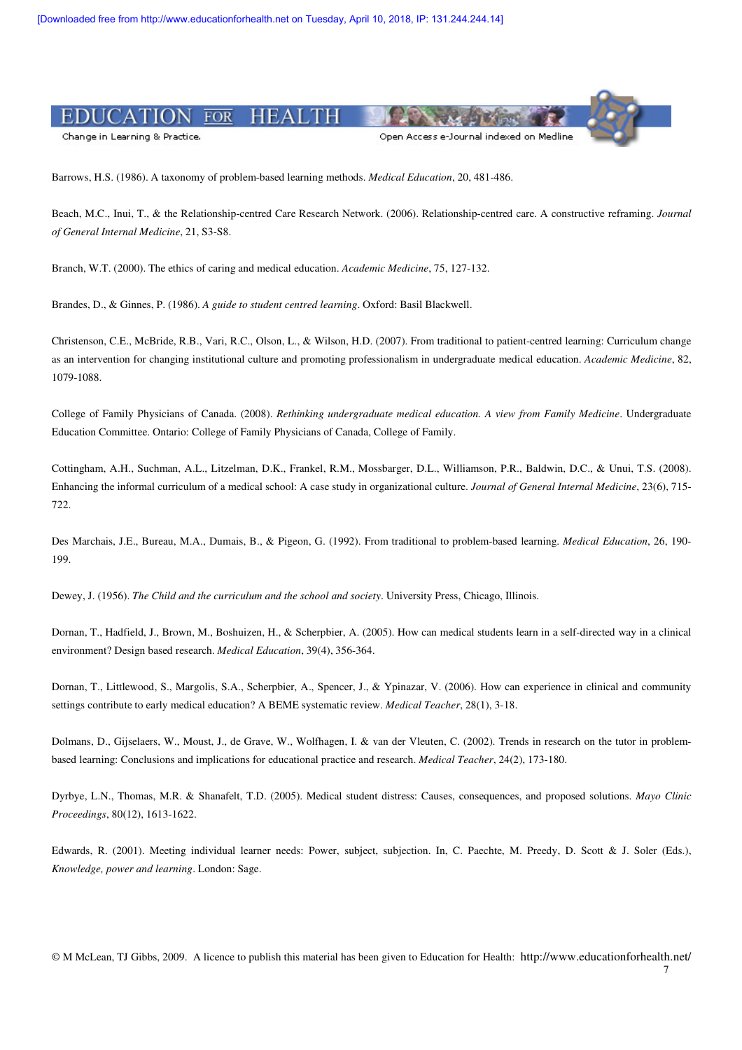Barrows, H.S. (1986). A taxonomy of problem-based learning methods. *Medical Education*, 20, 481-486.

Beach, M.C., Inui, T., & the Relationship-centred Care Research Network. (2006). Relationship-centred care. A constructive reframing. *Journal of General Internal Medicine*, 21, S3-S8.

Branch, W.T. (2000). The ethics of caring and medical education. *Academic Medicine*, 75, 127-132.

Brandes, D., & Ginnes, P. (1986). *A guide to student centred learning*. Oxford: Basil Blackwell.

Christenson, C.E., McBride, R.B., Vari, R.C., Olson, L., & Wilson, H.D. (2007). From traditional to patient-centred learning: Curriculum change as an intervention for changing institutional culture and promoting professionalism in undergraduate medical education. *Academic Medicine*, 82, 1079-1088.

College of Family Physicians of Canada. (2008). *Rethinking undergraduate medical education. A view from Family Medicine*. Undergraduate Education Committee. Ontario: College of Family Physicians of Canada, College of Family.

Cottingham, A.H., Suchman, A.L., Litzelman, D.K., Frankel, R.M., Mossbarger, D.L., Williamson, P.R., Baldwin, D.C., & Unui, T.S. (2008). Enhancing the informal curriculum of a medical school: A case study in organizational culture. *Journal of General Internal Medicine*, 23(6), 715-722.

Des Marchais, J.E., Bureau, M.A., Dumais, B., & Pigeon, G. (1992). From traditional to problem-based learning. *Medical Education*, 26, 190-199.

Dewey, J. (1956). *The Child and the curriculum and the school and society*. University Press, Chicago, Illinois.

Dornan, T., Hadfield, J., Brown, M., Boshuizen, H., & Scherpbier, A. (2005). How can medical students learn in a self-directed way in a clinical environment? Design based research. *Medical Education*, 39(4), 356-364.

Dornan, T., Littlewood, S., Margolis, S.A., Scherpbier, A., Spencer, J., & Ypinazar, V. (2006). How can experience in clinical and community settings contribute to early medical education? A BEME systematic review. *Medical Teacher*, 28(1), 3-18.

Dolmans, D., Gijselaers, W., Moust, J., de Grave, W., Wolfhagen, I. & van der Vleuten, C. (2002). Trends in research on the tutor in problem-based learning: Conclusions and implications for educational practice and research. *Medical Teacher*, 24(2), 173-180.

Dyrbye, L.N., Thomas, M.R. & Shanafelt, T.D. (2005). Medical student distress: Causes, consequences, and proposed solutions. *Mayo Clinic Proceedings*, 80(12), 1613-1622.

Edwards, R. (2001). Meeting individual learner needs: Power, subject, subjection. In, C. Paechte, M. Preedy, D. Scott & J. Soler (Eds.), *Knowledge, power and learning*. London: Sage.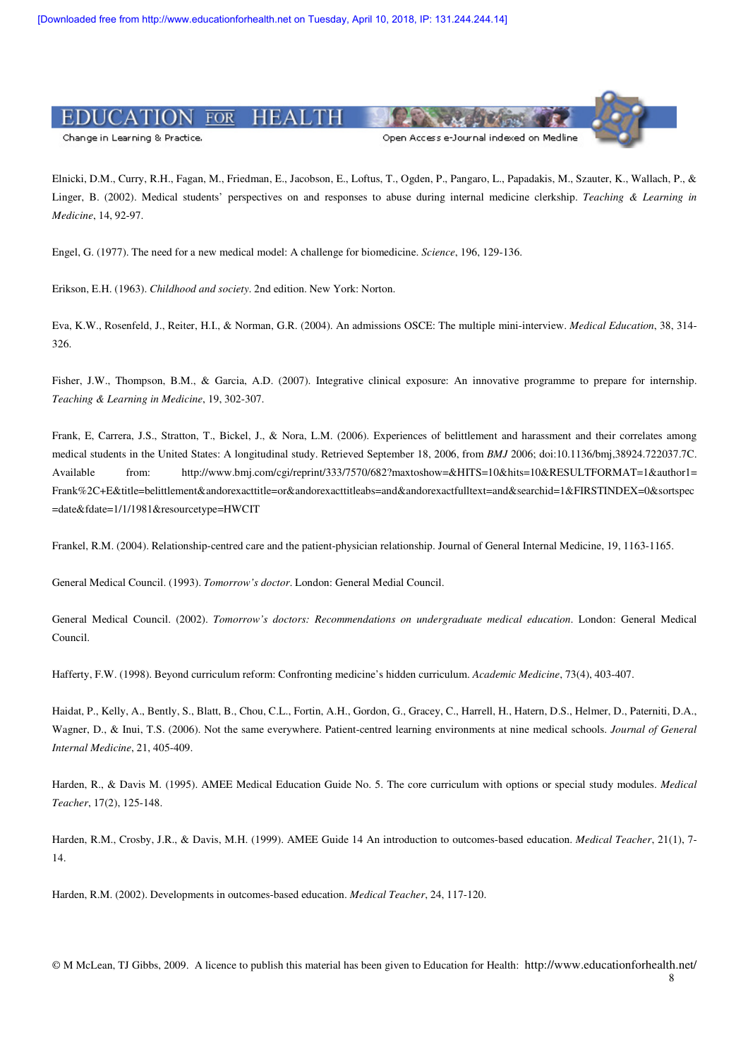Elnicki, D.M., Curry, R.H., Fagan, M., Friedman, E., Jacobson, E., Loftus, T., Ogden, P., Pangaro, L., Papadakis, M., Szauter, K., Wallach, P., & Linger, B. (2002). Medical students' perspectives on and responses to abuse during internal medicine clerkship. *Teaching & Learning in Medicine*, 14, 92-97.

Engel, G. (1977). The need for a new medical model: A challenge for biomedicine. *Science*, 196, 129-136.

Erikson, E.H. (1963). *Childhood and society*. 2nd edition. New York: Norton.

Eva, K.W., Rosenfeld, J., Reiter, H.I., & Norman, G.R. (2004). An admissions OSCE: The multiple mini-interview. *Medical Education*, 38, 314-326.

Fisher, J.W., Thompson, B.M., & Garcia, A.D. (2007). Integrative clinical exposure: An innovative programme to prepare for internship. *Teaching & Learning in Medicine*, 19, 302-307.

Frank, E, Carrera, J.S., Stratton, T., Bickel, J., & Nora, L.M. (2006). Experiences of belittlement and harassment and their correlates among medical students in the United States: A longitudinal study. Retrieved September 18, 2006, from *BMJ* 2006; doi:10.1136/bmj,38924.722037.7C. Available from: http://www.bmj.com/cgi/reprint/333/7570/682?maxtoshow=&HITS=10&hits=10&RESULTFORMAT=1&author1=Frank%2C+E&title=belittlement&andorexacttitle=or&andorexacttitleabs=and&andorexactfulltext=and&searchid=1&FIRSTINDEX=0&sortspec=date&fdate=1/1/1981&resourcetype=HWCIT

Frankel, R.M. (2004). Relationship-centred care and the patient-physician relationship. Journal of General Internal Medicine, 19, 1163-1165.

General Medical Council. (1993). *Tomorrow's doctor*. London: General Medial Council.

General Medical Council. (2002). *Tomorrow's doctors: Recommendations on undergraduate medical education*. London: General Medical Council.

Hafferty, F.W. (1998). Beyond curriculum reform: Confronting medicine's hidden curriculum. *Academic Medicine*, 73(4), 403-407.

Haidat, P., Kelly, A., Bently, S., Blatt, B., Chou, C.L., Fortin, A.H., Gordon, G., Gracey, C., Harrell, H., Hatern, D.S., Helmer, D., Paterniti, D.A., Wagner, D., & Inui, T.S. (2006). Not the same everywhere. Patient-centred learning environments at nine medical schools. *Journal of General Internal Medicine*, 21, 405-409.

Harden, R., & Davis M. (1995). AMEE Medical Education Guide No. 5. The core curriculum with options or special study modules. *Medical Teacher*, 17(2), 125-148.

Harden, R.M., Crosby, J.R., & Davis, M.H. (1999). AMEE Guide 14 An introduction to outcomes-based education. *Medical Teacher*, 21(1), 7-14.

Harden, R.M. (2002). Developments in outcomes-based education. *Medical Teacher*, 24, 117-120.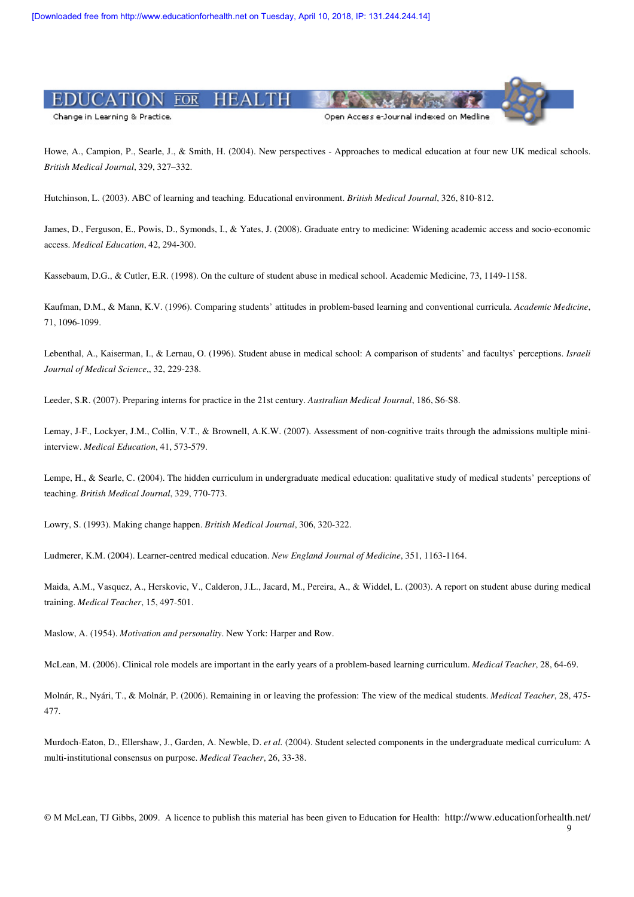Howe, A., Campion, P., Searle, J., & Smith, H. (2004). New perspectives - Approaches to medical education at four new UK medical schools. *British Medical Journal*, 329, 327–332.

Hutchinson, L. (2003). ABC of learning and teaching. Educational environment. *British Medical Journal*, 326, 810-812.

James, D., Ferguson, E., Powis, D., Symonds, I., & Yates, J. (2008). Graduate entry to medicine: Widening academic access and socio-economic access. *Medical Education*, 42, 294-300.

Kassebaum, D.G., & Cutler, E.R. (1998). On the culture of student abuse in medical school. Academic Medicine, 73, 1149-1158.

Kaufman, D.M., & Mann, K.V. (1996). Comparing students' attitudes in problem-based learning and conventional curricula. *Academic Medicine*, 71, 1096-1099.

Lebenthal, A., Kaiserman, I., & Lernau, O. (1996). Student abuse in medical school: A comparison of students' and facultys' perceptions. *Israeli Journal of Medical Science*,, 32, 229-238.

Leeder, S.R. (2007). Preparing interns for practice in the 21st century. *Australian Medical Journal*, 186, S6-S8.

Lemay, J-F., Lockyer, J.M., Collin, V.T., & Brownell, A.K.W. (2007). Assessment of non-cognitive traits through the admissions multiple mini-interview. *Medical Education*, 41, 573-579.

Lempe, H., & Searle, C. (2004). The hidden curriculum in undergraduate medical education: qualitative study of medical students' perceptions of teaching. *British Medical Journal*, 329, 770-773.

Lowry, S. (1993). Making change happen. *British Medical Journal*, 306, 320-322.

Ludmerer, K.M. (2004). Learner-centred medical education. *New England Journal of Medicine*, 351, 1163-1164.

Maida, A.M., Vasquez, A., Herskovic, V., Calderon, J.L., Jacard, M., Pereira, A., & Widdel, L. (2003). A report on student abuse during medical training. *Medical Teacher*, 15, 497-501.

Maslow, A. (1954). *Motivation and personality*. New York: Harper and Row.

McLean, M. (2006). Clinical role models are important in the early years of a problem-based learning curriculum. *Medical Teacher*, 28, 64-69.

Molnár, R., Nyári, T., & Molnár, P. (2006). Remaining in or leaving the profession: The view of the medical students. *Medical Teacher*, 28, 475-477.

Murdoch-Eaton, D., Ellershaw, J., Garden, A. Newble, D. *et al.* (2004). Student selected components in the undergraduate medical curriculum: A multi-institutional consensus on purpose. *Medical Teacher*, 26, 33-38.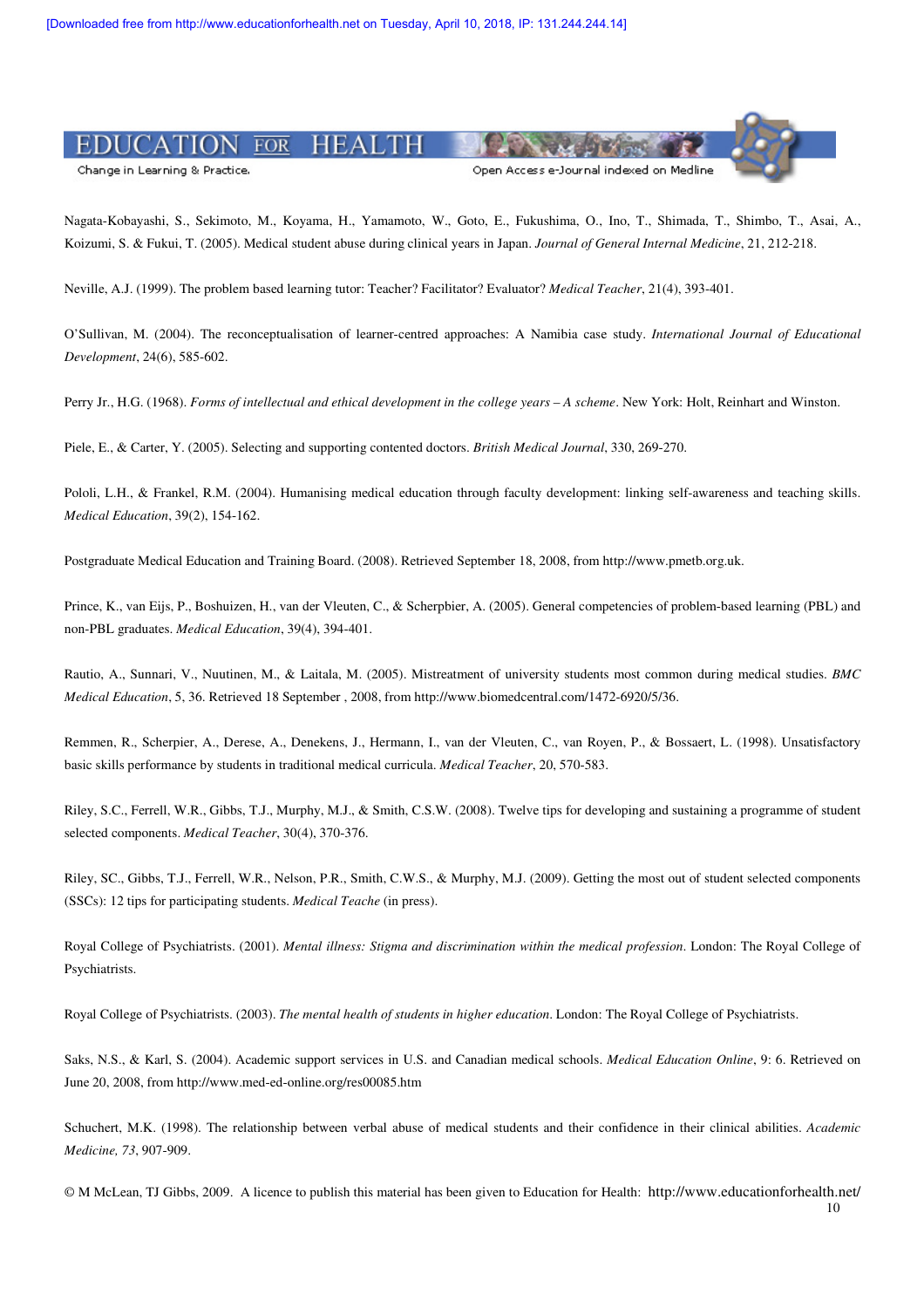Nagata-Kobayashi, S., Sekimoto, M., Koyama, H., Yamamoto, W., Goto, E., Fukushima, O., Ino, T., Shimada, T., Shimbo, T., Asai, A., Koizumi, S. & Fukui, T. (2005). Medical student abuse during clinical years in Japan. *Journal of General Internal Medicine*, 21, 212-218.

Neville, A.J. (1999). The problem based learning tutor: Teacher? Facilitator? Evaluator? *Medical Teacher*, 21(4), 393-401.

O'Sullivan, M. (2004). The reconceptualisation of learner-centred approaches: A Namibia case study. *International Journal of Educational Development*, 24(6), 585-602.

Perry Jr., H.G. (1968). *Forms of intellectual and ethical development in the college years – A scheme*. New York: Holt, Reinhart and Winston.

Piele, E., & Carter, Y. (2005). Selecting and supporting contented doctors. *British Medical Journal*, 330, 269-270.

Pololi, L.H., & Frankel, R.M. (2004). Humanising medical education through faculty development: linking self-awareness and teaching skills. *Medical Education*, 39(2), 154-162.

Postgraduate Medical Education and Training Board. (2008). Retrieved September 18, 2008, from http://www.pmetb.org.uk.

Prince, K., van Eijs, P., Boshuizen, H., van der Vleuten, C., & Scherpbier, A. (2005). General competencies of problem-based learning (PBL) and non-PBL graduates. *Medical Education*, 39(4), 394-401.

Rautio, A., Sunnari, V., Nuutinen, M., & Laitala, M. (2005). Mistreatment of university students most common during medical studies. *BMC Medical Education*, 5, 36. Retrieved 18 September , 2008, from http://www.biomedcentral.com/1472-6920/5/36.

Remmen, R., Scherpier, A., Derese, A., Denekens, J., Hermann, I., van der Vleuten, C., van Royen, P., & Bossaert, L. (1998). Unsatisfactory basic skills performance by students in traditional medical curricula. *Medical Teacher*, 20, 570-583.

Riley, S.C., Ferrell, W.R., Gibbs, T.J., Murphy, M.J., & Smith, C.S.W. (2008). Twelve tips for developing and sustaining a programme of student selected components. *Medical Teacher*, 30(4), 370-376.

Riley, SC., Gibbs, T.J., Ferrell, W.R., Nelson, P.R., Smith, C.W.S., & Murphy, M.J. (2009). Getting the most out of student selected components (SSCs): 12 tips for participating students. *Medical Teache* (in press).

Royal College of Psychiatrists. (2001). *Mental illness: Stigma and discrimination within the medical profession*. London: The Royal College of Psychiatrists.

Royal College of Psychiatrists. (2003). *The mental health of students in higher education*. London: The Royal College of Psychiatrists.

Saks, N.S., & Karl, S. (2004). Academic support services in U.S. and Canadian medical schools. *Medical Education Online*, 9: 6. Retrieved on June 20, 2008, from http://www.med-ed-online.org/res00085.htm

Schuchert, M.K. (1998). The relationship between verbal abuse of medical students and their confidence in their clinical abilities. *Academic Medicine, 73*, 907-909.

© M McLean, TJ Gibbs, 2009. A licence to publish this material has been given to Education for Health: http://www.educationforhealth.net/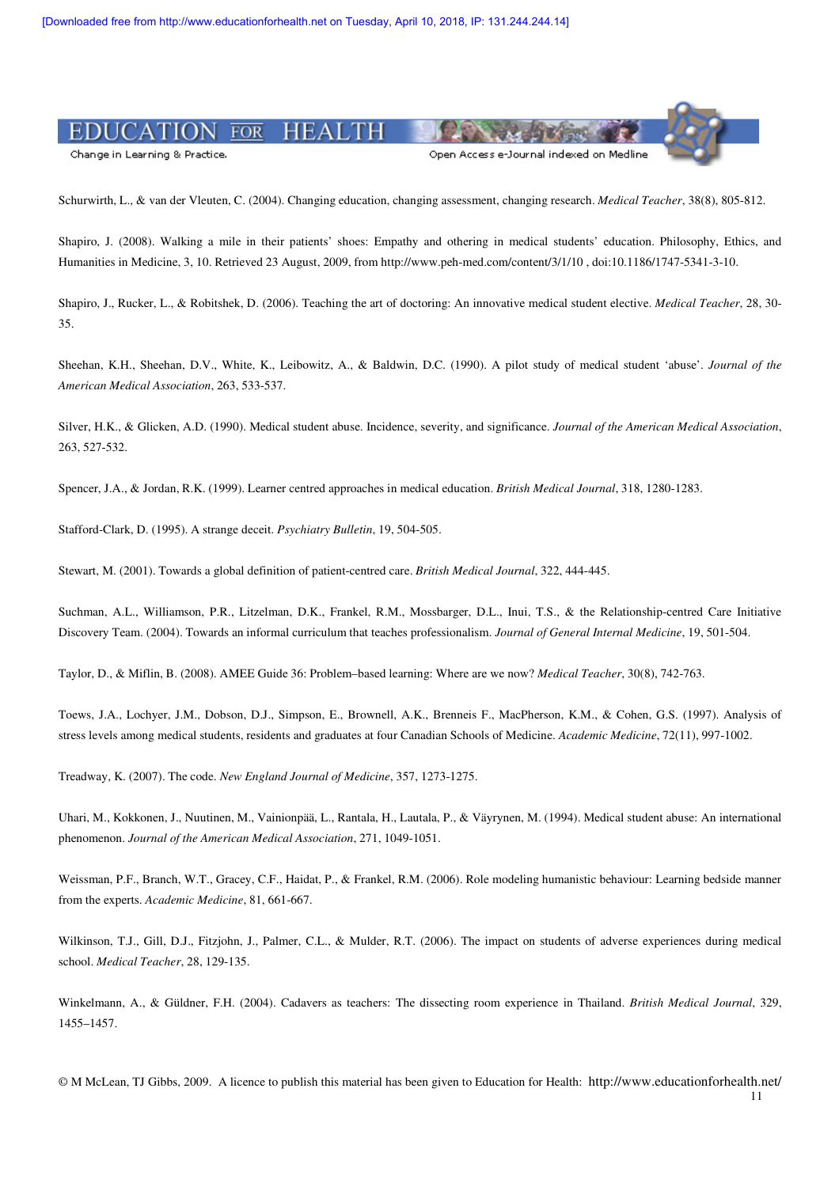Schurwirth, L., & van der Vleuten, C. (2004). Changing education, changing assessment, changing research. *Medical Teacher*, 38(8), 805-812.

Shapiro, J. (2008). Walking a mile in their patients' shoes: Empathy and othering in medical students' education. Philosophy, Ethics, and Humanities in Medicine, 3, 10. Retrieved 23 August, 2009, from http://www.peh-med.com/content/3/1/10 , doi:10.1186/1747-5341-3-10.

Shapiro, J., Rucker, L., & Robitshek, D. (2006). Teaching the art of doctoring: An innovative medical student elective. *Medical Teacher*, 28, 30-35.

Sheehan, K.H., Sheehan, D.V., White, K., Leibowitz, A., & Baldwin, D.C. (1990). A pilot study of medical student 'abuse'. *Journal of the American Medical Association*, 263, 533-537.

Silver, H.K., & Glicken, A.D. (1990). Medical student abuse. Incidence, severity, and significance. *Journal of the American Medical Association*, 263, 527-532.

Spencer, J.A., & Jordan, R.K. (1999). Learner centred approaches in medical education. *British Medical Journal*, 318, 1280-1283.

Stafford-Clark, D. (1995). A strange deceit. *Psychiatry Bulletin*, 19, 504-505.

Stewart, M. (2001). Towards a global definition of patient-centred care. *British Medical Journal*, 322, 444-445.

Suchman, A.L., Williamson, P.R., Litzelman, D.K., Frankel, R.M., Mossbarger, D.L., Inui, T.S., & the Relationship-centred Care Initiative Discovery Team. (2004). Towards an informal curriculum that teaches professionalism. *Journal of General Internal Medicine*, 19, 501-504.

Taylor, D., & Miflin, B. (2008). AMEE Guide 36: Problem–based learning: Where are we now? *Medical Teacher*, 30(8), 742-763.

Toews, J.A., Lochyer, J.M., Dobson, D.J., Simpson, E., Brownell, A.K., Brenneis F., MacPherson, K.M., & Cohen, G.S. (1997). Analysis of stress levels among medical students, residents and graduates at four Canadian Schools of Medicine. *Academic Medicine*, 72(11), 997-1002.

Treadway, K. (2007). The code. *New England Journal of Medicine*, 357, 1273-1275.

Uhari, M., Kokkonen, J., Nuutinen, M., Vainionpää, L., Rantala, H., Lautala, P., & Väyrynen, M. (1994). Medical student abuse: An international phenomenon. *Journal of the American Medical Association*, 271, 1049-1051.

Weissman, P.F., Branch, W.T., Gracey, C.F., Haidat, P., & Frankel, R.M. (2006). Role modeling humanistic behaviour: Learning bedside manner from the experts. *Academic Medicine*, 81, 661-667.

Wilkinson, T.J., Gill, D.J., Fitzjohn, J., Palmer, C.L., & Mulder, R.T. (2006). The impact on students of adverse experiences during medical school. *Medical Teacher*, 28, 129-135.

Winkelmann, A., & Güldner, F.H. (2004). Cadavers as teachers: The dissecting room experience in Thailand. *British Medical Journal*, 329, 1455–1457.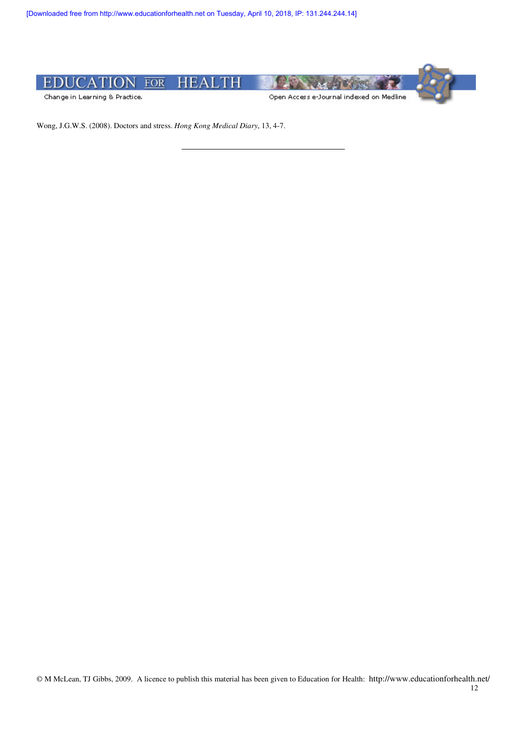Wong, J.G.W.S. (2008). Doctors and stress. *Hong Kong Medical Diary*, 13, 4-7.

---